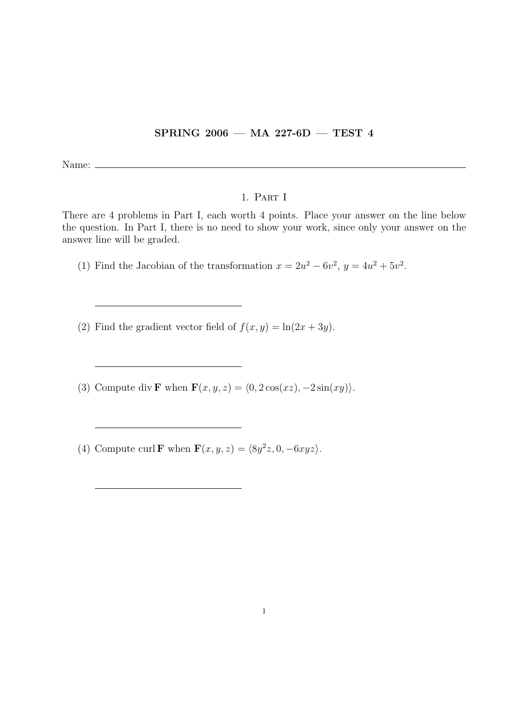**SPRING 2006 — MA 227-6D — TEST 4**

Name: ____________________

## 1. Part I

There are 4 problems in Part I, each worth 4 points. Place your answer on the line below the question. In Part I, there is no need to show your work, since only your answer on the answer line will be graded.

(1) Find the Jacobian of the transformation $x = 2u^2 - 6v^2$, $y = 4u^2 + 5v^2$.

____________________

(2) Find the gradient vector field of $f(x, y) = \ln(2x + 3y)$.

____________________

(3) Compute $\operatorname{div} \mathbf{F}$ when $\mathbf{F}(x, y, z) = \langle 0, 2\cos(xz), -2\sin(xy) \rangle$.

____________________

(4) Compute $\operatorname{curl} \mathbf{F}$ when $\mathbf{F}(x, y, z) = \langle 8y^2z, 0, -6xyz \rangle$.

____________________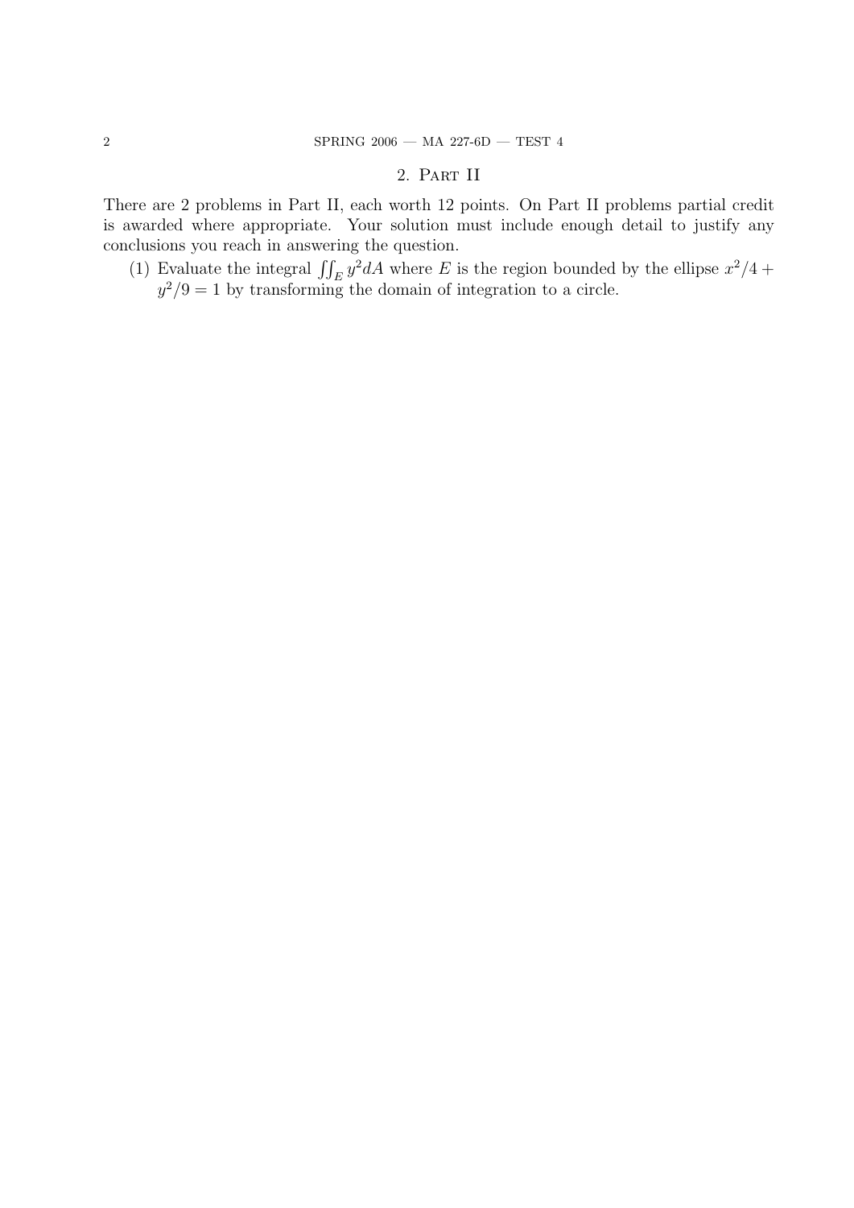## 2. Part II

There are 2 problems in Part II, each worth 12 points. On Part II problems partial credit is awarded where appropriate. Your solution must include enough detail to justify any conclusions you reach in answering the question.

(1) Evaluate the integral $\iint_E y^2 dA$ where $E$ is the region bounded by the ellipse $x^2/4 + y^2/9 = 1$ by transforming the domain of integration to a circle.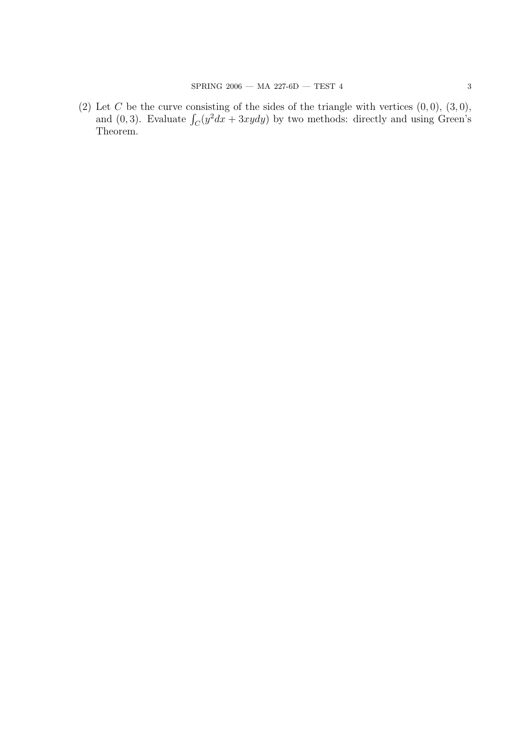(2) Let $C$ be the curve consisting of the sides of the triangle with vertices $(0,0)$, $(3,0)$, and $(0,3)$. Evaluate $\int_C (y^2 dx + 3xy dy)$ by two methods: directly and using Green's Theorem.